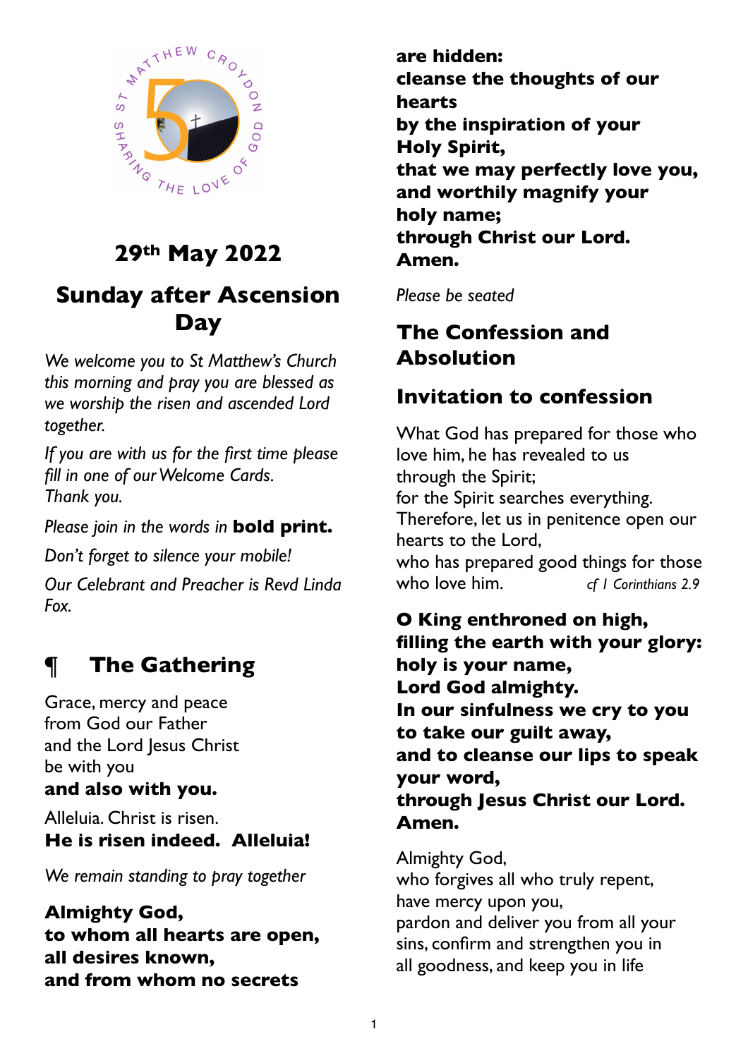# 29th May 2022

# Sunday after Ascension Day

*We welcome you to St Matthew's Church this morning and pray you are blessed as we worship the risen and ascended Lord together.*

*If you are with us for the first time please fill in one of our Welcome Cards. Thank you.*

*Please join in the words in* **bold print.**

*Don't forget to silence your mobile!*

*Our Celebrant and Preacher is Revd Linda Fox.*

## ¶ The Gathering

Grace, mercy and peace
from God our Father
and the Lord Jesus Christ
be with you
**and also with you.**

Alleluia. Christ is risen.
**He is risen indeed. Alleluia!**

*We remain standing to pray together*

**Almighty God,
to whom all hearts are open,
all desires known,
and from whom no secrets
are hidden:
cleanse the thoughts of our hearts
by the inspiration of your Holy Spirit,
that we may perfectly love you,
and worthily magnify your holy name;
through Christ our Lord.
Amen.**

*Please be seated*

## The Confession and Absolution

## Invitation to confession

What God has prepared for those who love him, he has revealed to us through the Spirit;
for the Spirit searches everything.
Therefore, let us in penitence open our hearts to the Lord,
who has prepared good things for those who love him. *cf 1 Corinthians 2.9*

**O King enthroned on high,
filling the earth with your glory:
holy is your name,
Lord God almighty.
In our sinfulness we cry to you
to take our guilt away,
and to cleanse our lips to speak your word,
through Jesus Christ our Lord.
Amen.**

Almighty God,
who forgives all who truly repent,
have mercy upon you,
pardon and deliver you from all your sins, confirm and strengthen you in all goodness, and keep you in life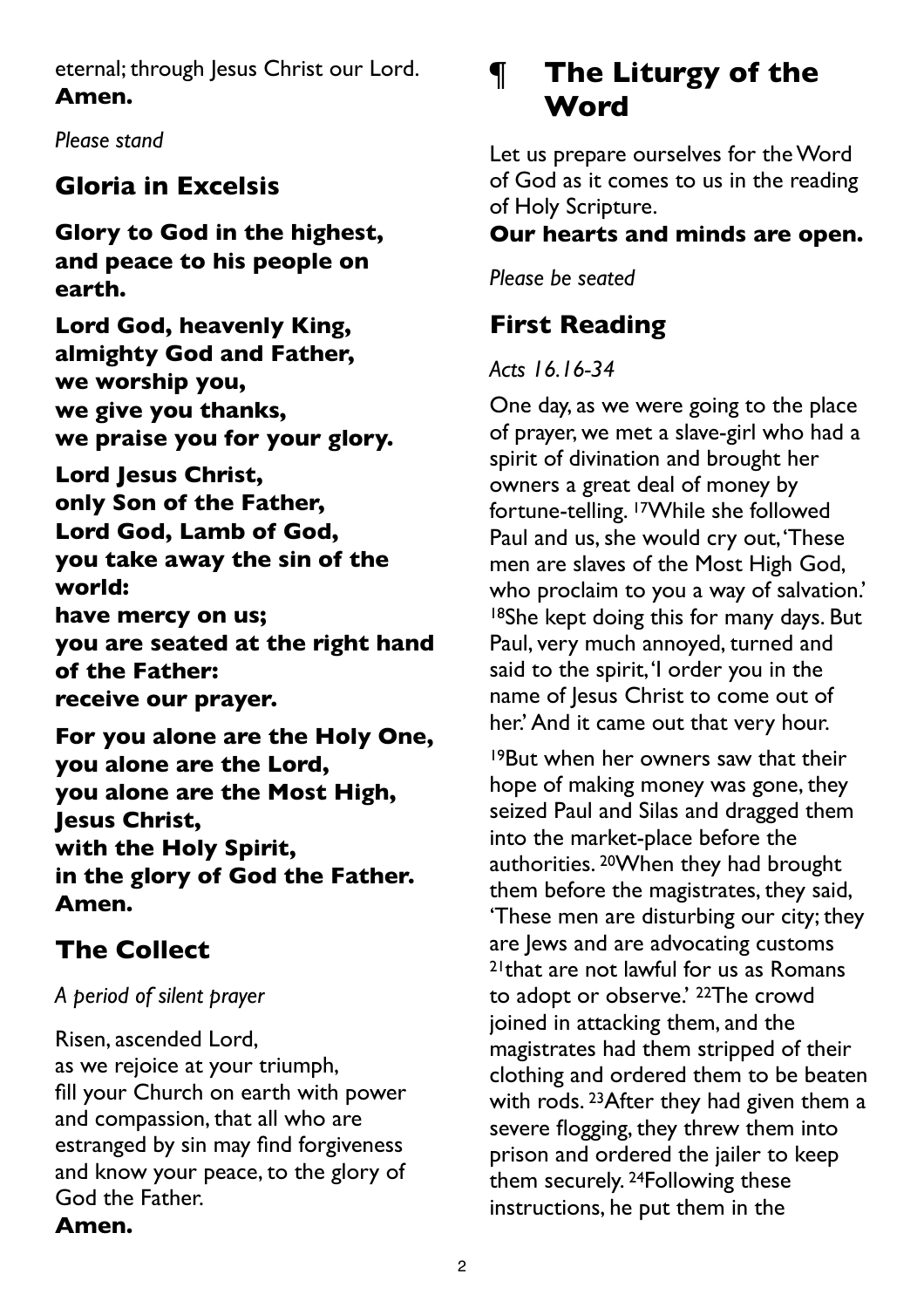eternal; through Jesus Christ our Lord.
**Amen.**

*Please stand*

## Gloria in Excelsis

**Glory to God in the highest,
and peace to his people on earth.**

**Lord God, heavenly King,
almighty God and Father,
we worship you,
we give you thanks,
we praise you for your glory.**

**Lord Jesus Christ,
only Son of the Father,
Lord God, Lamb of God,
you take away the sin of the world:
have mercy on us;
you are seated at the right hand of the Father:
receive our prayer.**

**For you alone are the Holy One,
you alone are the Lord,
you alone are the Most High,
Jesus Christ,
with the Holy Spirit,
in the glory of God the Father.
Amen.**

## The Collect

*A period of silent prayer*

Risen, ascended Lord,
as we rejoice at your triumph,
fill your Church on earth with power and compassion, that all who are estranged by sin may find forgiveness and know your peace, to the glory of God the Father.
**Amen.**

# ¶ The Liturgy of the Word

Let us prepare ourselves for the Word of God as it comes to us in the reading of Holy Scripture.
**Our hearts and minds are open.**

*Please be seated*

## First Reading

*Acts 16.16-34*

One day, as we were going to the place of prayer, we met a slave-girl who had a spirit of divination and brought her owners a great deal of money by fortune-telling. [17]While she followed Paul and us, she would cry out, 'These men are slaves of the Most High God, who proclaim to you a way of salvation.' [18]She kept doing this for many days. But Paul, very much annoyed, turned and said to the spirit, 'I order you in the name of Jesus Christ to come out of her.' And it came out that very hour.

[19]But when her owners saw that their hope of making money was gone, they seized Paul and Silas and dragged them into the market-place before the authorities. [20]When they had brought them before the magistrates, they said, 'These men are disturbing our city; they are Jews and are advocating customs [21]that are not lawful for us as Romans to adopt or observe.' [22]The crowd joined in attacking them, and the magistrates had them stripped of their clothing and ordered them to be beaten with rods. [23]After they had given them a severe flogging, they threw them into prison and ordered the jailer to keep them securely. [24]Following these instructions, he put them in the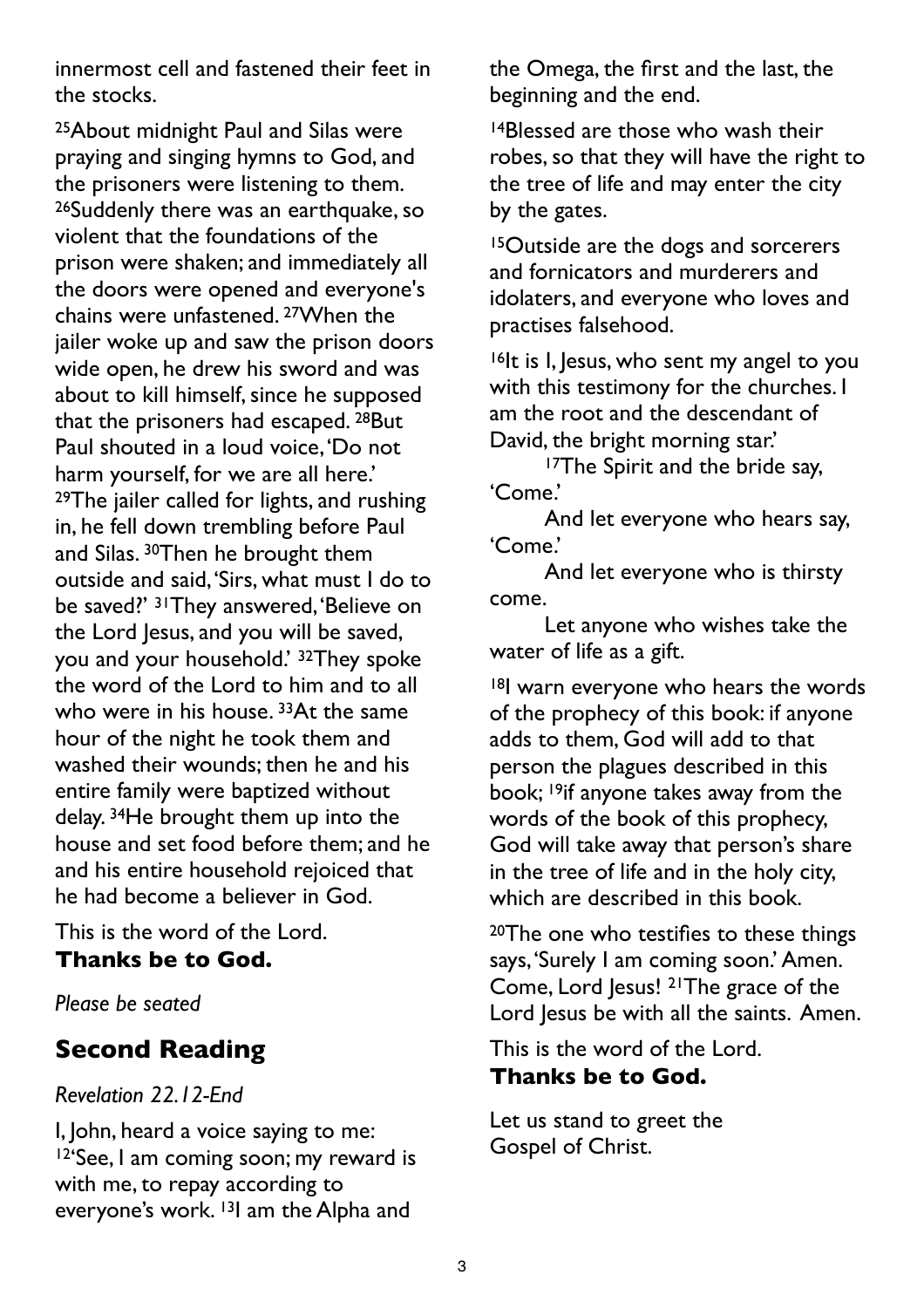innermost cell and fastened their feet in the stocks.

[25]About midnight Paul and Silas were praying and singing hymns to God, and the prisoners were listening to them. [26]Suddenly there was an earthquake, so violent that the foundations of the prison were shaken; and immediately all the doors were opened and everyone's chains were unfastened. [27]When the jailer woke up and saw the prison doors wide open, he drew his sword and was about to kill himself, since he supposed that the prisoners had escaped. [28]But Paul shouted in a loud voice, 'Do not harm yourself, for we are all here.' [29]The jailer called for lights, and rushing in, he fell down trembling before Paul and Silas. [30]Then he brought them outside and said, 'Sirs, what must I do to be saved?' [31]They answered, 'Believe on the Lord Jesus, and you will be saved, you and your household.' [32]They spoke the word of the Lord to him and to all who were in his house. [33]At the same hour of the night he took them and washed their wounds; then he and his entire family were baptized without delay. [34]He brought them up into the house and set food before them; and he and his entire household rejoiced that he had become a believer in God.

This is the word of the Lord.
**Thanks be to God.**

*Please be seated*

## Second Reading

*Revelation 22.12-End*

I, John, heard a voice saying to me:
[12]'See, I am coming soon; my reward is with me, to repay according to everyone's work. [13]I am the Alpha and the Omega, the first and the last, the beginning and the end.

[14]Blessed are those who wash their robes, so that they will have the right to the tree of life and may enter the city by the gates.

[15]Outside are the dogs and sorcerers and fornicators and murderers and idolaters, and everyone who loves and practises falsehood.

[16]It is I, Jesus, who sent my angel to you with this testimony for the churches. I am the root and the descendant of David, the bright morning star.'

[17]The Spirit and the bride say, 'Come.'
And let everyone who hears say, 'Come.'
And let everyone who is thirsty come.
Let anyone who wishes take the water of life as a gift.

[18]I warn everyone who hears the words of the prophecy of this book: if anyone adds to them, God will add to that person the plagues described in this book; [19]if anyone takes away from the words of the book of this prophecy, God will take away that person's share in the tree of life and in the holy city, which are described in this book.

[20]The one who testifies to these things says, 'Surely I am coming soon.' Amen. Come, Lord Jesus! [21]The grace of the Lord Jesus be with all the saints. Amen.

This is the word of the Lord.
**Thanks be to God.**

Let us stand to greet the Gospel of Christ.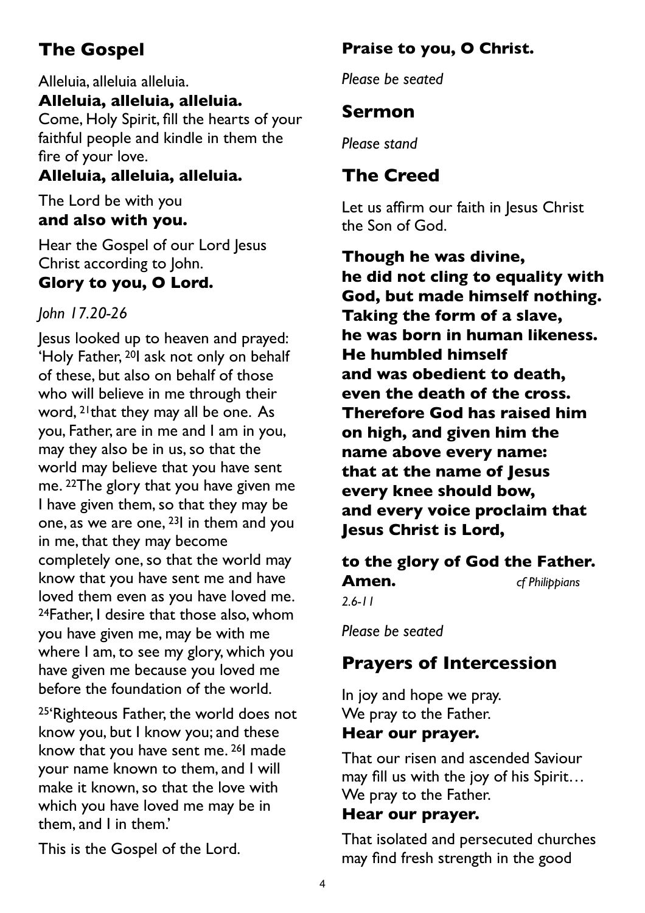## The Gospel

Alleluia, alleluia alleluia.
**Alleluia, alleluia, alleluia.**
Come, Holy Spirit, fill the hearts of your faithful people and kindle in them the fire of your love.
**Alleluia, alleluia, alleluia.**

The Lord be with you
**and also with you.**

Hear the Gospel of our Lord Jesus Christ according to John.
**Glory to you, O Lord.**

*John 17.20-26*

Jesus looked up to heaven and prayed: 'Holy Father, [20]I ask not only on behalf of these, but also on behalf of those who will believe in me through their word, [21]that they may all be one. As you, Father, are in me and I am in you, may they also be in us, so that the world may believe that you have sent me. [22]The glory that you have given me I have given them, so that they may be one, as we are one, [23]I in them and you in me, that they may become completely one, so that the world may know that you have sent me and have loved them even as you have loved me. [24]Father, I desire that those also, whom you have given me, may be with me where I am, to see my glory, which you have given me because you loved me before the foundation of the world.

[25]'Righteous Father, the world does not know you, but I know you; and these know that you have sent me. [26]I made your name known to them, and I will make it known, so that the love with which you have loved me may be in them, and I in them.'

This is the Gospel of the Lord.
**Praise to you, O Christ.**

*Please be seated*

## Sermon

*Please stand*

## The Creed

Let us affirm our faith in Jesus Christ the Son of God.

**Though he was divine,
he did not cling to equality with God, but made himself nothing.
Taking the form of a slave,
he was born in human likeness.
He humbled himself
and was obedient to death,
even the death of the cross.
Therefore God has raised him on high, and given him the name above every name:
that at the name of Jesus
every knee should bow,
and every voice proclaim that Jesus Christ is Lord,**

**to the glory of God the Father.
Amen.** *cf Philippians 2.6-11*

*Please be seated*

## Prayers of Intercession

In joy and hope we pray.
We pray to the Father.
**Hear our prayer.**

That our risen and ascended Saviour may fill us with the joy of his Spirit…
We pray to the Father.
**Hear our prayer.**

That isolated and persecuted churches may find fresh strength in the good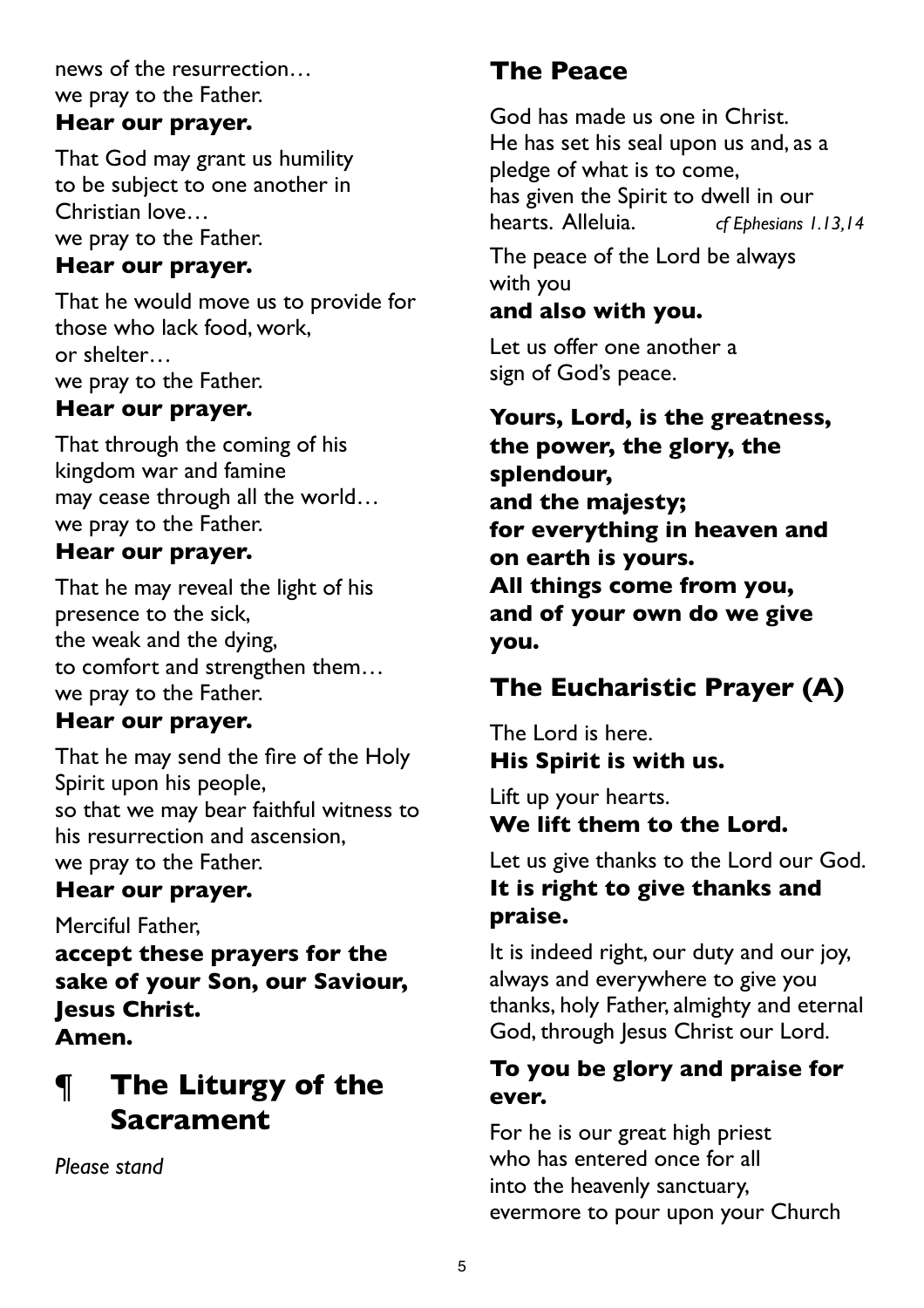news of the resurrection…
we pray to the Father.
**Hear our prayer.**

That God may grant us humility
to be subject to one another in
Christian love…
we pray to the Father.
**Hear our prayer.**

That he would move us to provide for
those who lack food, work,
or shelter…
we pray to the Father.
**Hear our prayer.**

That through the coming of his
kingdom war and famine
may cease through all the world…
we pray to the Father.
**Hear our prayer.**

That he may reveal the light of his
presence to the sick,
the weak and the dying,
to comfort and strengthen them…
we pray to the Father.
**Hear our prayer.**

That he may send the fire of the Holy
Spirit upon his people,
so that we may bear faithful witness to
his resurrection and ascension,
we pray to the Father.
**Hear our prayer.**

Merciful Father,
**accept these prayers for the sake of your Son, our Saviour, Jesus Christ.**
**Amen.**

# ¶ The Liturgy of the Sacrament

*Please stand*

## The Peace

God has made us one in Christ.
He has set his seal upon us and, as a
pledge of what is to come,
has given the Spirit to dwell in our
hearts. Alleluia. *cf Ephesians 1.13,14*

The peace of the Lord be always
with you
**and also with you.**

Let us offer one another a
sign of God's peace.

**Yours, Lord, is the greatness, the power, the glory, the splendour,**
**and the majesty;**
**for everything in heaven and on earth is yours.**
**All things come from you,**
**and of your own do we give you.**

## The Eucharistic Prayer (A)

The Lord is here.
**His Spirit is with us.**

Lift up your hearts.
**We lift them to the Lord.**

Let us give thanks to the Lord our God.
**It is right to give thanks and praise.**

It is indeed right, our duty and our joy,
always and everywhere to give you
thanks, holy Father, almighty and eternal
God, through Jesus Christ our Lord.

**To you be glory and praise for ever.**

For he is our great high priest
who has entered once for all
into the heavenly sanctuary,
evermore to pour upon your Church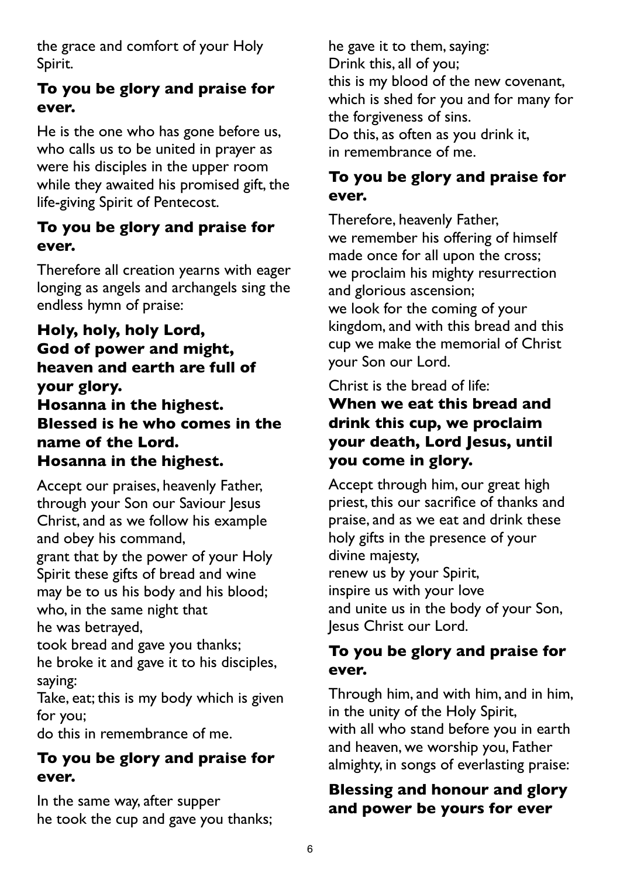the grace and comfort of your Holy Spirit.

**To you be glory and praise for ever.**

He is the one who has gone before us, who calls us to be united in prayer as were his disciples in the upper room while they awaited his promised gift, the life-giving Spirit of Pentecost.

**To you be glory and praise for ever.**

Therefore all creation yearns with eager longing as angels and archangels sing the endless hymn of praise:

**Holy, holy, holy Lord,**
**God of power and might,**
**heaven and earth are full of your glory.**
**Hosanna in the highest.**
**Blessed is he who comes in the name of the Lord.**
**Hosanna in the highest.**

Accept our praises, heavenly Father, through your Son our Saviour Jesus Christ, and as we follow his example and obey his command,
grant that by the power of your Holy Spirit these gifts of bread and wine may be to us his body and his blood;
who, in the same night that
he was betrayed,
took bread and gave you thanks;
he broke it and gave it to his disciples, saying:
Take, eat; this is my body which is given for you;
do this in remembrance of me.

**To you be glory and praise for ever.**

In the same way, after supper
he took the cup and gave you thanks;
he gave it to them, saying:
Drink this, all of you;
this is my blood of the new covenant, which is shed for you and for many for the forgiveness of sins.
Do this, as often as you drink it,
in remembrance of me.

**To you be glory and praise for ever.**

Therefore, heavenly Father,
we remember his offering of himself made once for all upon the cross;
we proclaim his mighty resurrection and glorious ascension;
we look for the coming of your kingdom, and with this bread and this cup we make the memorial of Christ your Son our Lord.

Christ is the bread of life:
**When we eat this bread and drink this cup, we proclaim your death, Lord Jesus, until you come in glory.**

Accept through him, our great high priest, this our sacrifice of thanks and praise, and as we eat and drink these holy gifts in the presence of your divine majesty,
renew us by your Spirit,
inspire us with your love
and unite us in the body of your Son, Jesus Christ our Lord.

**To you be glory and praise for ever.**

Through him, and with him, and in him, in the unity of the Holy Spirit,
with all who stand before you in earth and heaven, we worship you, Father almighty, in songs of everlasting praise:

**Blessing and honour and glory and power be yours for ever**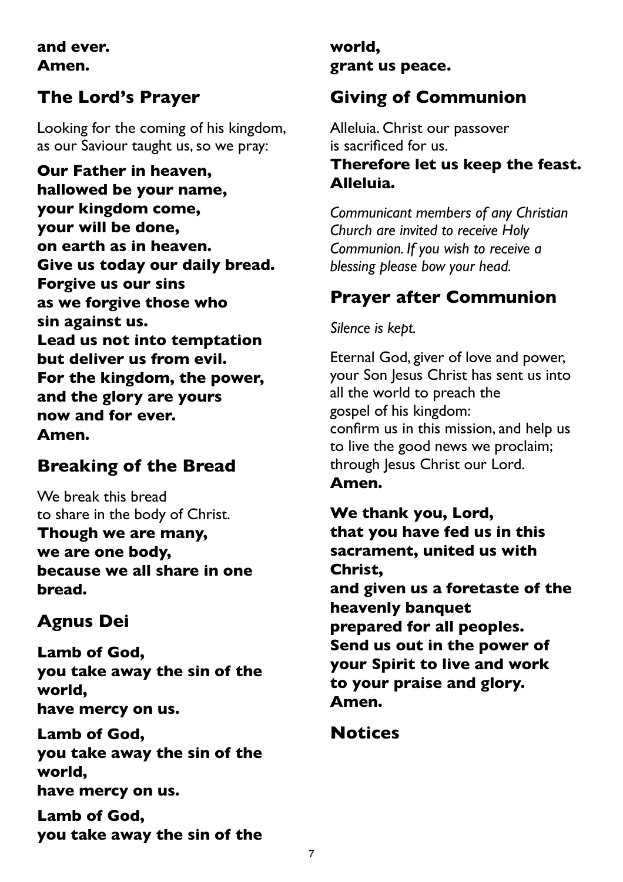**and ever.**
**Amen.**

## The Lord's Prayer

Looking for the coming of his kingdom,
as our Saviour taught us, so we pray:

**Our Father in heaven,**
**hallowed be your name,**
**your kingdom come,**
**your will be done,**
**on earth as in heaven.**
**Give us today our daily bread.**
**Forgive us our sins**
**as we forgive those who**
**sin against us.**
**Lead us not into temptation**
**but deliver us from evil.**
**For the kingdom, the power,**
**and the glory are yours**
**now and for ever.**
**Amen.**

## Breaking of the Bread

We break this bread
to share in the body of Christ.
**Though we are many,**
**we are one body,**
**because we all share in one**
**bread.**

## Agnus Dei

**Lamb of God,**
**you take away the sin of the**
**world,**
**have mercy on us.**

**Lamb of God,**
**you take away the sin of the**
**world,**
**have mercy on us.**

**Lamb of God,**
**you take away the sin of the**
**world,**
**grant us peace.**

## Giving of Communion

Alleluia. Christ our passover
is sacrificed for us.
**Therefore let us keep the feast.**
**Alleluia.**

*Communicant members of any Christian Church are invited to receive Holy Communion. If you wish to receive a blessing please bow your head.*

## Prayer after Communion

*Silence is kept.*

Eternal God, giver of love and power,
your Son Jesus Christ has sent us into
all the world to preach the
gospel of his kingdom:
confirm us in this mission, and help us
to live the good news we proclaim;
through Jesus Christ our Lord.
**Amen.**

**We thank you, Lord,**
**that you have fed us in this**
**sacrament, united us with**
**Christ,**
**and given us a foretaste of the**
**heavenly banquet**
**prepared for all peoples.**
**Send us out in the power of**
**your Spirit to live and work**
**to your praise and glory.**
**Amen.**

## Notices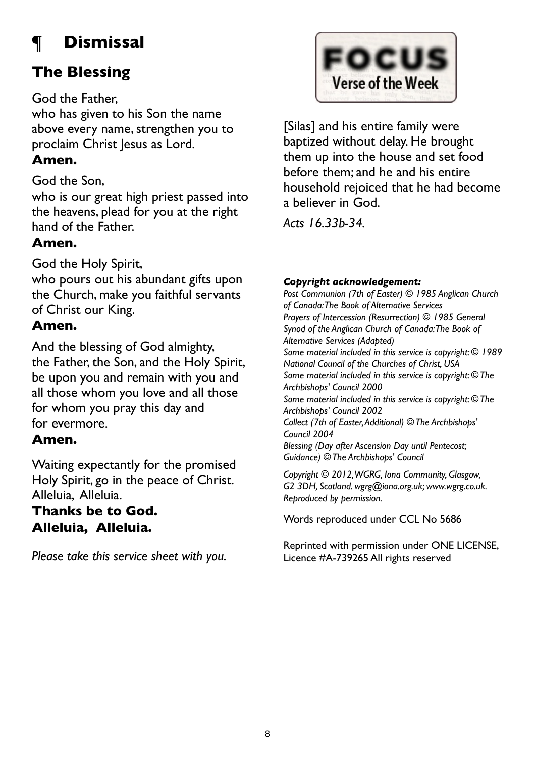# ¶ Dismissal

## The Blessing

God the Father,
who has given to his Son the name above every name, strengthen you to proclaim Christ Jesus as Lord.
**Amen.**

God the Son,
who is our great high priest passed into the heavens, plead for you at the right hand of the Father.
**Amen.**

God the Holy Spirit,
who pours out his abundant gifts upon the Church, make you faithful servants of Christ our King.
**Amen.**

And the blessing of God almighty, the Father, the Son, and the Holy Spirit, be upon you and remain with you and all those whom you love and all those for whom you pray this day and for evermore.
**Amen.**

Waiting expectantly for the promised Holy Spirit, go in the peace of Christ. Alleluia, Alleluia.
**Thanks be to God.**
**Alleluia, Alleluia.**

*Please take this service sheet with you.*

FOCUS
Verse of the Week

[Silas] and his entire family were baptized without delay. He brought them up into the house and set food before them; and he and his entire household rejoiced that he had become a believer in God.

*Acts 16.33b-34.*

***Copyright acknowledgement:***
*Post Communion (7th of Easter) © 1985 Anglican Church of Canada: The Book of Alternative Services*
*Prayers of Intercession (Resurrection) © 1985 General Synod of the Anglican Church of Canada: The Book of Alternative Services (Adapted)*
*Some material included in this service is copyright: © 1989 National Council of the Churches of Christ, USA*
*Some material included in this service is copyright: © The Archbishops' Council 2000*
*Some material included in this service is copyright: © The Archbishops' Council 2002*
*Collect (7th of Easter, Additional) © The Archbishops' Council 2004*
*Blessing (Day after Ascension Day until Pentecost; Guidance) © The Archbishops' Council*

*Copyright © 2012, WGRG, Iona Community, Glasgow, G2 3DH, Scotland. wgrg@iona.org.uk; www.wgrg.co.uk. Reproduced by permission.*

Words reproduced under CCL No 5686

Reprinted with permission under ONE LICENSE, Licence #A-739265 All rights reserved